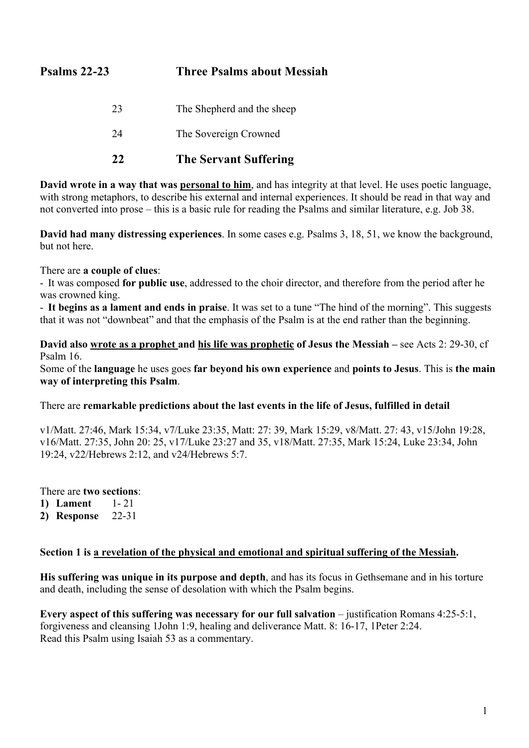## Psalms 22-23 Three Psalms about Messiah

23 The Shepherd and the sheep

24 The Sovereign Crowned

## 22 The Servant Suffering

**David wrote in a way that was <u>personal to him</u>**, and has integrity at that level. He uses poetic language, with strong metaphors, to describe his external and internal experiences. It should be read in that way and not converted into prose – this is a basic rule for reading the Psalms and similar literature, e.g. Job 38.

**David had many distressing experiences**. In some cases e.g. Psalms 3, 18, 51, we know the background, but not here.

There are **a couple of clues**:
- It was composed **for public use**, addressed to the choir director, and therefore from the period after he was crowned king.
- **It begins as a lament and ends in praise**. It was set to a tune "The hind of the morning". This suggests that it was not "downbeat" and that the emphasis of the Psalm is at the end rather than the beginning.

**David also <u>wrote as a prophet</u> and <u>his life was prophetic</u> of Jesus the Messiah –** see Acts 2: 29-30, cf Psalm 16.
Some of the **language** he uses goes **far beyond his own experience** and **points to Jesus**. This is **the main way of interpreting this Psalm**.

There are **remarkable predictions about the last events in the life of Jesus, fulfilled in detail**

v1/Matt. 27:46, Mark 15:34, v7/Luke 23:35, Matt: 27: 39, Mark 15:29, v8/Matt. 27: 43, v15/John 19:28, v16/Matt. 27:35, John 20: 25, v17/Luke 23:27 and 35, v18/Matt. 27:35, Mark 15:24, Luke 23:34, John 19:24, v22/Hebrews 2:12, and v24/Hebrews 5:7.

There are **two sections**:
1) **Lament** 1- 21
2) **Response** 22-31

**Section 1 is <u>a revelation of the physical and emotional and spiritual suffering of the Messiah</u>.**

**His suffering was unique in its purpose and depth**, and has its focus in Gethsemane and in his torture and death, including the sense of desolation with which the Psalm begins.

**Every aspect of this suffering was necessary for our full salvation** – justification Romans 4:25-5:1, forgiveness and cleansing 1John 1:9, healing and deliverance Matt. 8: 16-17, 1Peter 2:24.
Read this Psalm using Isaiah 53 as a commentary.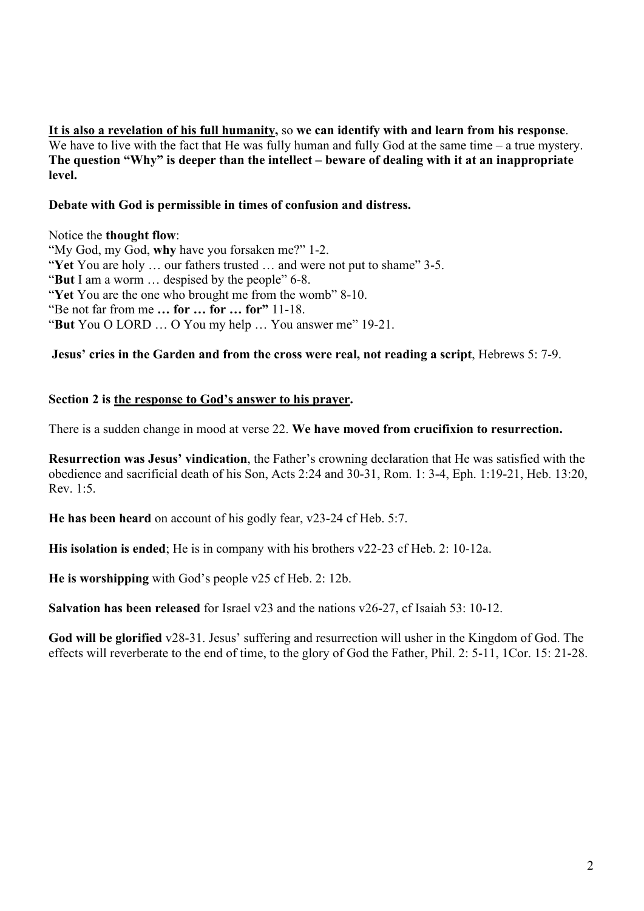**<u>It is also a revelation of his full humanity</u>,** so **we can identify with and learn from his response**. We have to live with the fact that He was fully human and fully God at the same time – a true mystery. **The question "Why" is deeper than the intellect – beware of dealing with it at an inappropriate level.**

**Debate with God is permissible in times of confusion and distress.**

Notice the **thought flow**:
"My God, my God, **why** have you forsaken me?" 1-2.
"**Yet** You are holy … our fathers trusted … and were not put to shame" 3-5.
"**But** I am a worm … despised by the people" 6-8.
"**Yet** You are the one who brought me from the womb" 8-10.
"Be not far from me **… for … for … for"** 11-18.
"**But** You O LORD … O You my help … You answer me" 19-21.

**Jesus' cries in the Garden and from the cross were real, not reading a script**, Hebrews 5: 7-9.

**Section 2 is <u>the response to God's answer to his prayer</u>.**

There is a sudden change in mood at verse 22. **We have moved from crucifixion to resurrection.**

**Resurrection was Jesus' vindication**, the Father's crowning declaration that He was satisfied with the obedience and sacrificial death of his Son, Acts 2:24 and 30-31, Rom. 1: 3-4, Eph. 1:19-21, Heb. 13:20, Rev. 1:5.

**He has been heard** on account of his godly fear, v23-24 cf Heb. 5:7.

**His isolation is ended**; He is in company with his brothers v22-23 cf Heb. 2: 10-12a.

**He is worshipping** with God's people v25 cf Heb. 2: 12b.

**Salvation has been released** for Israel v23 and the nations v26-27, cf Isaiah 53: 10-12.

**God will be glorified** v28-31. Jesus' suffering and resurrection will usher in the Kingdom of God. The effects will reverberate to the end of time, to the glory of God the Father, Phil. 2: 5-11, 1Cor. 15: 21-28.